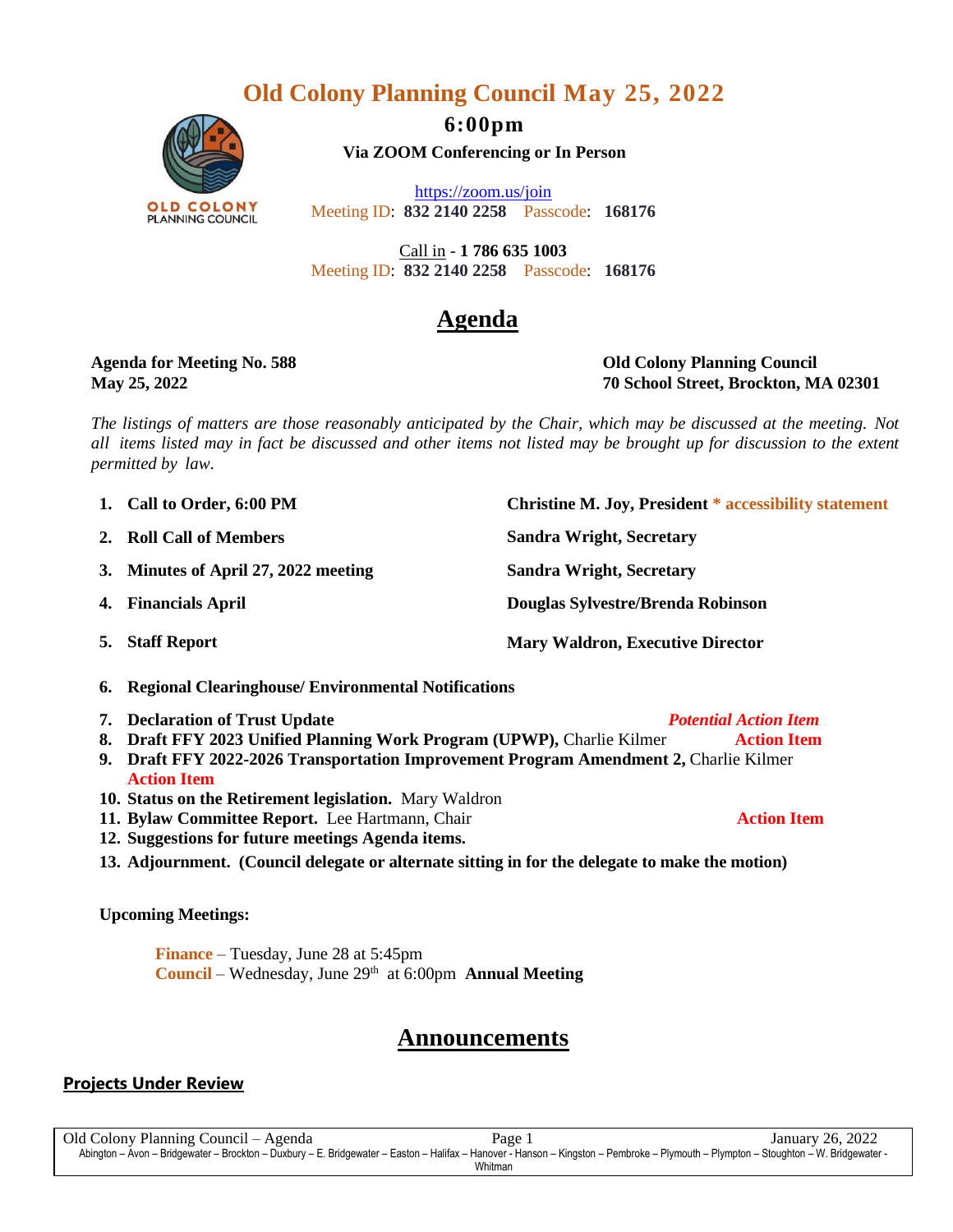# Old Colony Planning Council May 25, 2022

**6:00pm**

**Via ZOOM Conferencing or In Person**

https://zoom.us/join
Meeting ID: **832 2140 2258** Passcode: **168176**

Call in - **1 786 635 1003**
Meeting ID: **832 2140 2258** Passcode: **168176**

## Agenda

**Agenda for Meeting No. 588**
**May 25, 2022**

**Old Colony Planning Council**
**70 School Street, Brockton, MA 02301**

*The listings of matters are those reasonably anticipated by the Chair, which may be discussed at the meeting. Not all items listed may in fact be discussed and other items not listed may be brought up for discussion to the extent permitted by law.*

1. **Call to Order, 6:00 PM** — **Christine M. Joy, President** * **accessibility statement**
2. **Roll Call of Members** — **Sandra Wright, Secretary**
3. **Minutes of April 27, 2022 meeting** — **Sandra Wright, Secretary**
4. **Financials April** — **Douglas Sylvestre/Brenda Robinson**
5. **Staff Report** — **Mary Waldron, Executive Director**
6. **Regional Clearinghouse/ Environmental Notifications**
7. **Declaration of Trust Update** — ***Potential Action Item***
8. **Draft FFY 2023 Unified Planning Work Program (UPWP),** Charlie Kilmer — **Action Item**
9. **Draft FFY 2022-2026 Transportation Improvement Program Amendment 2,** Charlie Kilmer **Action Item**
10. **Status on the Retirement legislation.** Mary Waldron
11. **Bylaw Committee Report.** Lee Hartmann, Chair — **Action Item**
12. **Suggestions for future meetings Agenda items.**
13. **Adjournment. (Council delegate or alternate sitting in for the delegate to make the motion)**

**Upcoming Meetings:**

**Finance** – Tuesday, June 28 at 5:45pm
**Council** – Wednesday, June 29th at 6:00pm **Annual Meeting**

## Announcements

### Projects Under Review

Abington – Avon – Bridgewater – Brockton – Duxbury – E. Bridgewater – Easton – Halifax – Hanover - Hanson – Kingston – Pembroke – Plymouth – Plympton – Stoughton – W. Bridgewater - Whitman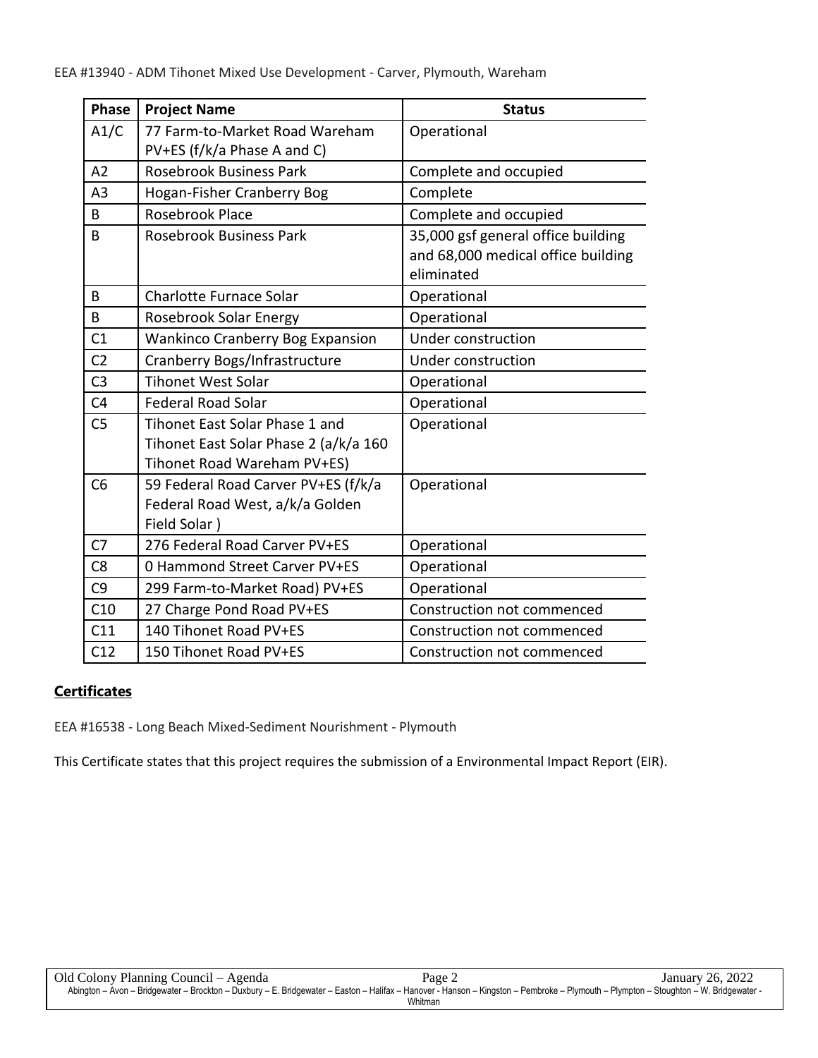EEA #13940 - ADM Tihonet Mixed Use Development - Carver, Plymouth, Wareham

| Phase | Project Name | Status |
|---|---|---|
| A1/C | 77 Farm-to-Market Road Wareham PV+ES (f/k/a Phase A and C) | Operational |
| A2 | Rosebrook Business Park | Complete and occupied |
| A3 | Hogan-Fisher Cranberry Bog | Complete |
| B | Rosebrook Place | Complete and occupied |
| B | Rosebrook Business Park | 35,000 gsf general office building and 68,000 medical office building eliminated |
| B | Charlotte Furnace Solar | Operational |
| B | Rosebrook Solar Energy | Operational |
| C1 | Wankinco Cranberry Bog Expansion | Under construction |
| C2 | Cranberry Bogs/Infrastructure | Under construction |
| C3 | Tihonet West Solar | Operational |
| C4 | Federal Road Solar | Operational |
| C5 | Tihonet East Solar Phase 1 and Tihonet East Solar Phase 2 (a/k/a 160 Tihonet Road Wareham PV+ES) | Operational |
| C6 | 59 Federal Road Carver PV+ES (f/k/a Federal Road West, a/k/a Golden Field Solar ) | Operational |
| C7 | 276 Federal Road Carver PV+ES | Operational |
| C8 | 0 Hammond Street Carver PV+ES | Operational |
| C9 | 299 Farm-to-Market Road) PV+ES | Operational |
| C10 | 27 Charge Pond Road PV+ES | Construction not commenced |
| C11 | 140 Tihonet Road PV+ES | Construction not commenced |
| C12 | 150 Tihonet Road PV+ES | Construction not commenced |

## Certificates

EEA #16538 - Long Beach Mixed-Sediment Nourishment - Plymouth

This Certificate states that this project requires the submission of a Environmental Impact Report (EIR).